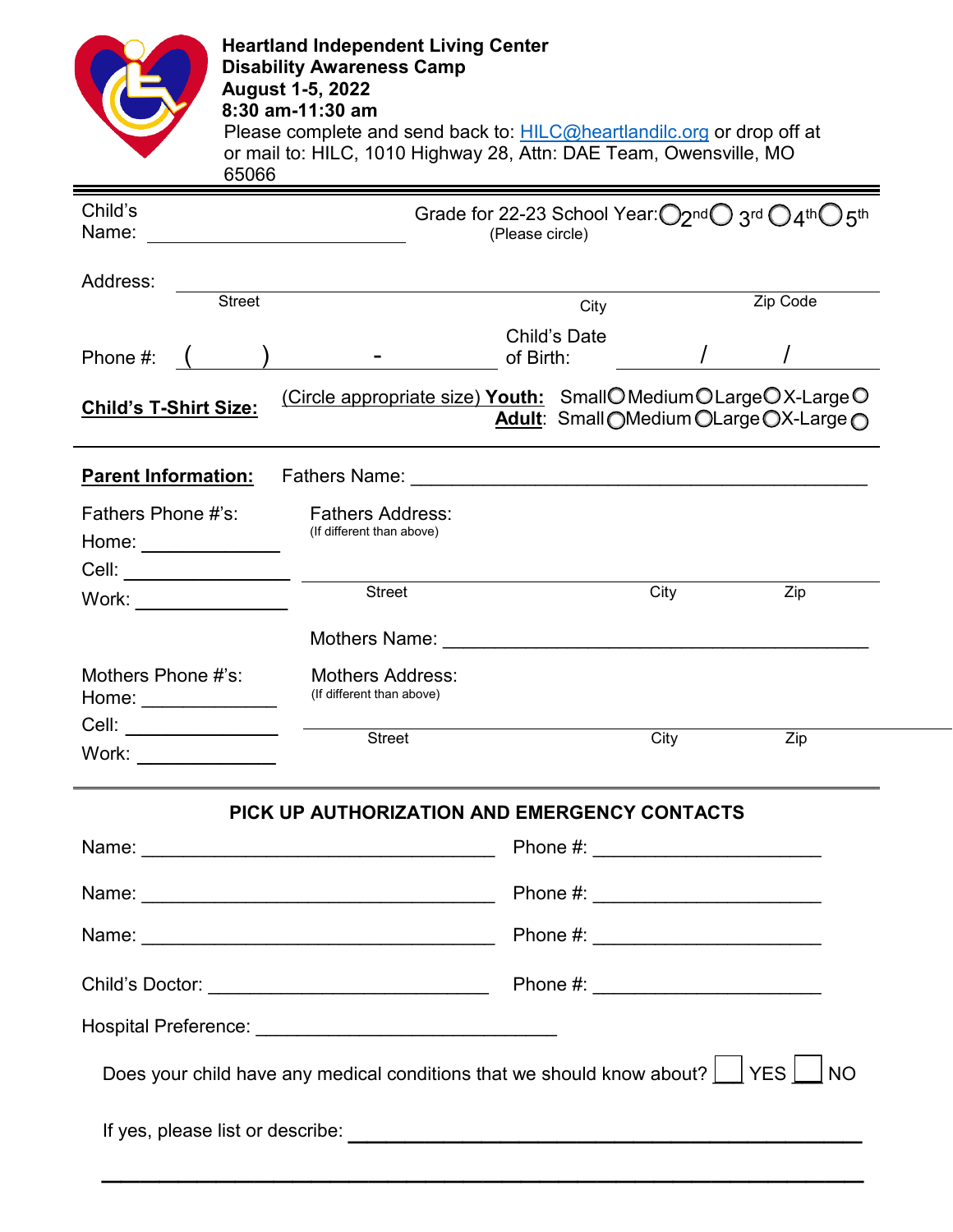**Heartland Independent Living Center**
**Disability Awareness Camp**
**August 1-5, 2022**
**8:30 am-11:30 am**

Please complete and send back to: HILC@heartlandilc.org or drop off at or mail to: HILC, 1010 Highway 28, Attn: DAE Team, Owensville, MO 65066

---

Child's Name: ____________________________

Grade for 22-23 School Year: ○ 2nd ○ 3rd ○ 4th ○ 5th
(Please circle)

Address: ______________________________________________________________
Street | City | Zip Code

Phone #: ( ) - ____________

Child's Date of Birth: ____ / ____ / ____

**Child's T-Shirt Size:** (Circle appropriate size) **Youth:** Small ○ Medium ○ Large ○ X-Large ○
**Adult**: Small ○ Medium ○ Large ○ X-Large ○

---

**Parent Information:** Fathers Name: ____________________________________________

Fathers Phone #'s:
Home: ______________
Cell: ______________
Work: ______________

Fathers Address:
(If different than above)
______________________________________________________________
Street | City | Zip

Mothers Name: ____________________________________________

Mothers Phone #'s:
Home: ______________
Cell: ______________
Work: ______________

Mothers Address:
(If different than above)
______________________________________________________________
Street | City | Zip

---

**PICK UP AUTHORIZATION AND EMERGENCY CONTACTS**

Name: ________________________________ Phone #: ____________________

Name: ________________________________ Phone #: ____________________

Name: ________________________________ Phone #: ____________________

Child's Doctor: ___________________________ Phone #: ____________________

Hospital Preference: ____________________________

Does your child have any medical conditions that we should know about? ☐ YES ☐ NO

If yes, please list or describe: ____________________________________________

______________________________________________________________________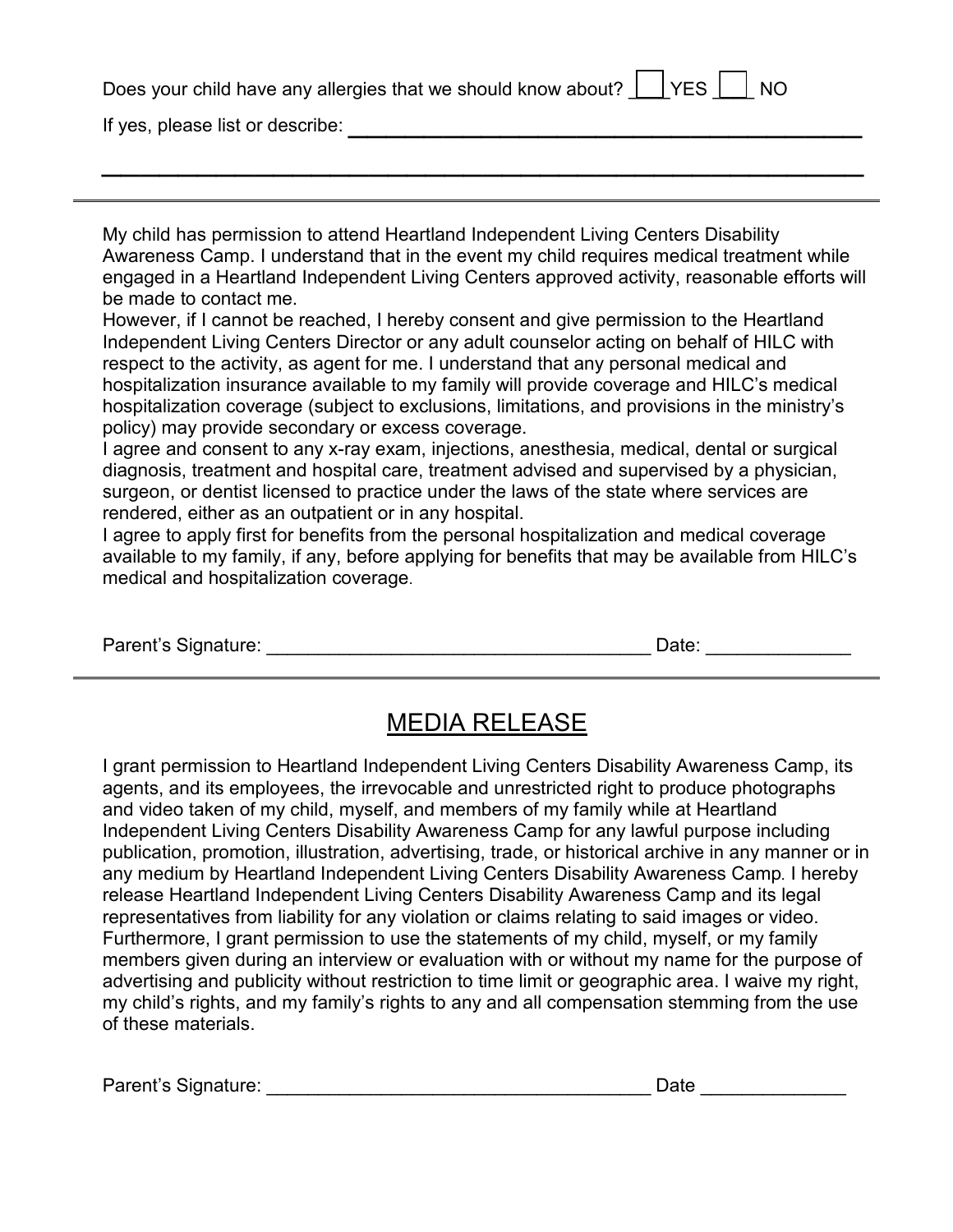Does your child have any allergies that we should know about? ☐ YES ☐ NO

If yes, please list or describe: ________________________________________________

______________________________________________________________________

---

My child has permission to attend Heartland Independent Living Centers Disability Awareness Camp. I understand that in the event my child requires medical treatment while engaged in a Heartland Independent Living Centers approved activity, reasonable efforts will be made to contact me.
However, if I cannot be reached, I hereby consent and give permission to the Heartland Independent Living Centers Director or any adult counselor acting on behalf of HILC with respect to the activity, as agent for me. I understand that any personal medical and hospitalization insurance available to my family will provide coverage and HILC's medical hospitalization coverage (subject to exclusions, limitations, and provisions in the ministry's policy) may provide secondary or excess coverage.
I agree and consent to any x-ray exam, injections, anesthesia, medical, dental or surgical diagnosis, treatment and hospital care, treatment advised and supervised by a physician, surgeon, or dentist licensed to practice under the laws of the state where services are rendered, either as an outpatient or in any hospital.
I agree to apply first for benefits from the personal hospitalization and medical coverage available to my family, if any, before applying for benefits that may be available from HILC's medical and hospitalization coverage.

Parent's Signature: _____________________________________ Date: ______________

---

## MEDIA RELEASE

I grant permission to Heartland Independent Living Centers Disability Awareness Camp, its agents, and its employees, the irrevocable and unrestricted right to produce photographs and video taken of my child, myself, and members of my family while at Heartland Independent Living Centers Disability Awareness Camp for any lawful purpose including publication, promotion, illustration, advertising, trade, or historical archive in any manner or in any medium by Heartland Independent Living Centers Disability Awareness Camp. I hereby release Heartland Independent Living Centers Disability Awareness Camp and its legal representatives from liability for any violation or claims relating to said images or video. Furthermore, I grant permission to use the statements of my child, myself, or my family members given during an interview or evaluation with or without my name for the purpose of advertising and publicity without restriction to time limit or geographic area. I waive my right, my child's rights, and my family's rights to any and all compensation stemming from the use of these materials.

Parent's Signature: _____________________________________ Date ______________